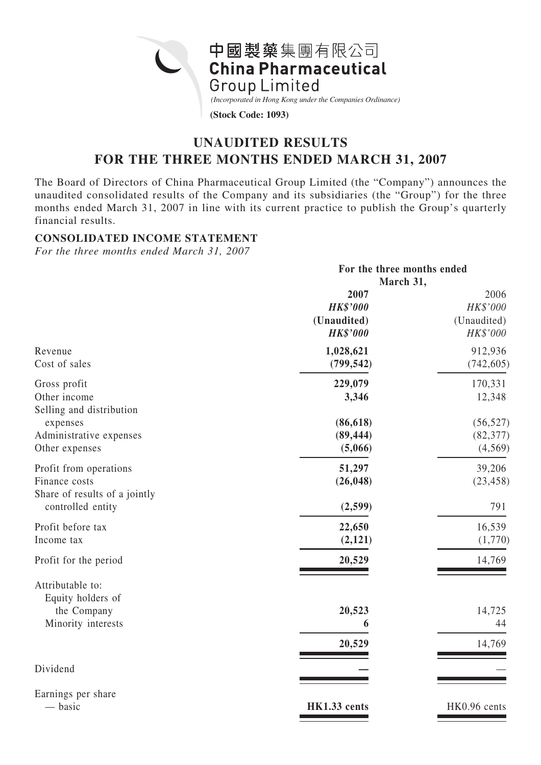中國製藥集團有限公司
**China Pharmaceutical Group Limited**

*(Incorporated in Hong Kong under the Companies Ordinance)*

**(Stock Code: 1093)**

# UNAUDITED RESULTS FOR THE THREE MONTHS ENDED MARCH 31, 2007

The Board of Directors of China Pharmaceutical Group Limited (the "Company") announces the unaudited consolidated results of the Company and its subsidiaries (the "Group") for the three months ended March 31, 2007 in line with its current practice to publish the Group's quarterly financial results.

**CONSOLIDATED INCOME STATEMENT**

*For the three months ended March 31, 2007*

| | For the three months ended March 31, | |
|---|---|---|
| | **2007** | 2006 |
| | ***HK$'000*** | *HK$'000* |
| | **(Unaudited)** | (Unaudited) |
| | ***HK$'000*** | *HK$'000* |
| Revenue | **1,028,621** | 912,936 |
| Cost of sales | **(799,542)** | (742,605) |
| Gross profit | **229,079** | 170,331 |
| Other income | **3,346** | 12,348 |
| Selling and distribution expenses | **(86,618)** | (56,527) |
| Administrative expenses | **(89,444)** | (82,377) |
| Other expenses | **(5,066)** | (4,569) |
| Profit from operations | **51,297** | 39,206 |
| Finance costs | **(26,048)** | (23,458) |
| Share of results of a jointly controlled entity | **(2,599)** | 791 |
| Profit before tax | **22,650** | 16,539 |
| Income tax | **(2,121)** | (1,770) |
| Profit for the period | **20,529** | 14,769 |
| Attributable to: | | |
| Equity holders of the Company | **20,523** | 14,725 |
| Minority interests | **6** | 44 |
| | **20,529** | 14,769 |
| Dividend | **—** | — |
| Earnings per share | | |
| — basic | **HK1.33 cents** | HK0.96 cents |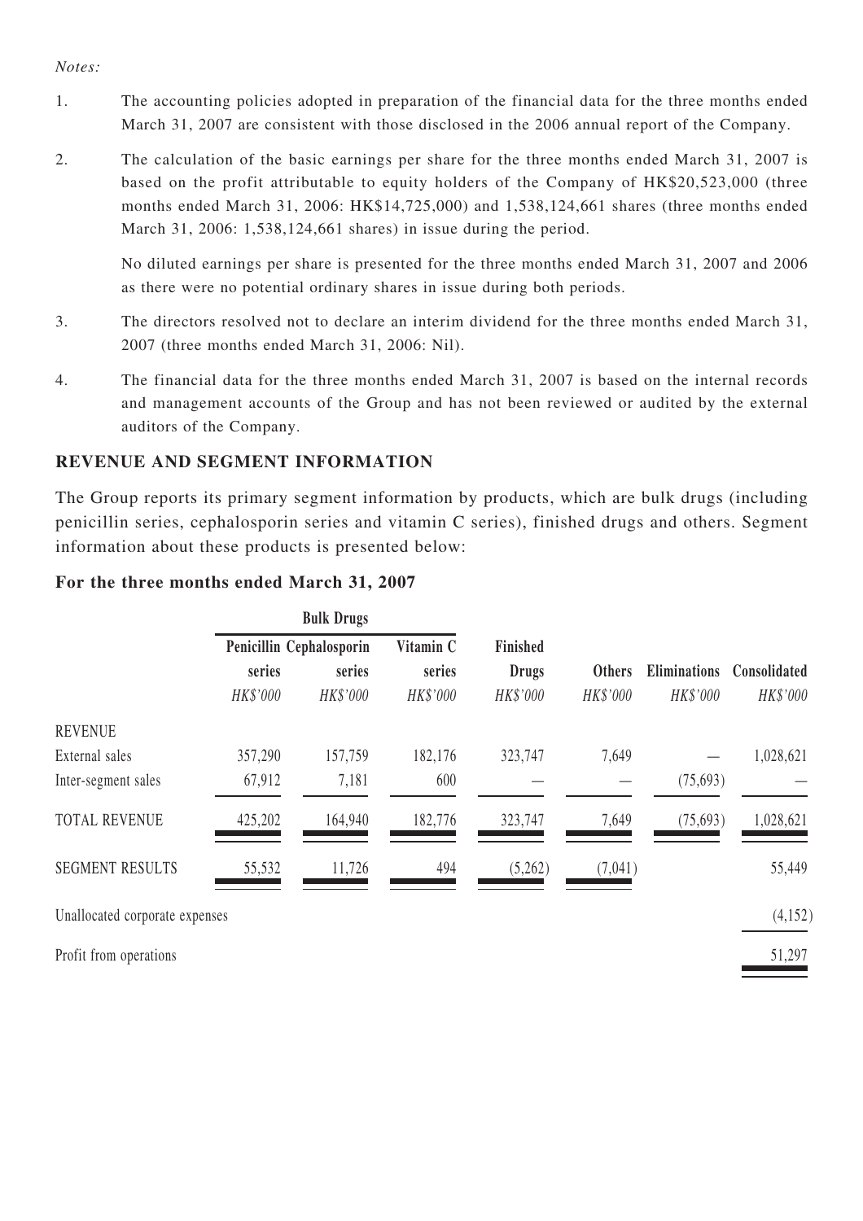*Notes:*

1. The accounting policies adopted in preparation of the financial data for the three months ended March 31, 2007 are consistent with those disclosed in the 2006 annual report of the Company.

2. The calculation of the basic earnings per share for the three months ended March 31, 2007 is based on the profit attributable to equity holders of the Company of HK$20,523,000 (three months ended March 31, 2006: HK$14,725,000) and 1,538,124,661 shares (three months ended March 31, 2006: 1,538,124,661 shares) in issue during the period.

   No diluted earnings per share is presented for the three months ended March 31, 2007 and 2006 as there were no potential ordinary shares in issue during both periods.

3. The directors resolved not to declare an interim dividend for the three months ended March 31, 2007 (three months ended March 31, 2006: Nil).

4. The financial data for the three months ended March 31, 2007 is based on the internal records and management accounts of the Group and has not been reviewed or audited by the external auditors of the Company.

## REVENUE AND SEGMENT INFORMATION

The Group reports its primary segment information by products, which are bulk drugs (including penicillin series, cephalosporin series and vitamin C series), finished drugs and others. Segment information about these products is presented below:

### For the three months ended March 31, 2007

| | Bulk Drugs | | | | | | |
|---|---|---|---|---|---|---|---|
| | Penicillin series | Cephalosporin series | Vitamin C series | Finished Drugs | Others | Eliminations | Consolidated |
| | *HK$'000* | *HK$'000* | *HK$'000* | *HK$'000* | *HK$'000* | *HK$'000* | *HK$'000* |
| REVENUE | | | | | | | |
| External sales | 357,290 | 157,759 | 182,176 | 323,747 | 7,649 | — | 1,028,621 |
| Inter-segment sales | 67,912 | 7,181 | 600 | — | — | (75,693) | — |
| TOTAL REVENUE | 425,202 | 164,940 | 182,776 | 323,747 | 7,649 | (75,693) | 1,028,621 |
| SEGMENT RESULTS | 55,532 | 11,726 | 494 | (5,262) | (7,041) | | 55,449 |
| Unallocated corporate expenses | | | | | | | (4,152) |
| Profit from operations | | | | | | | 51,297 |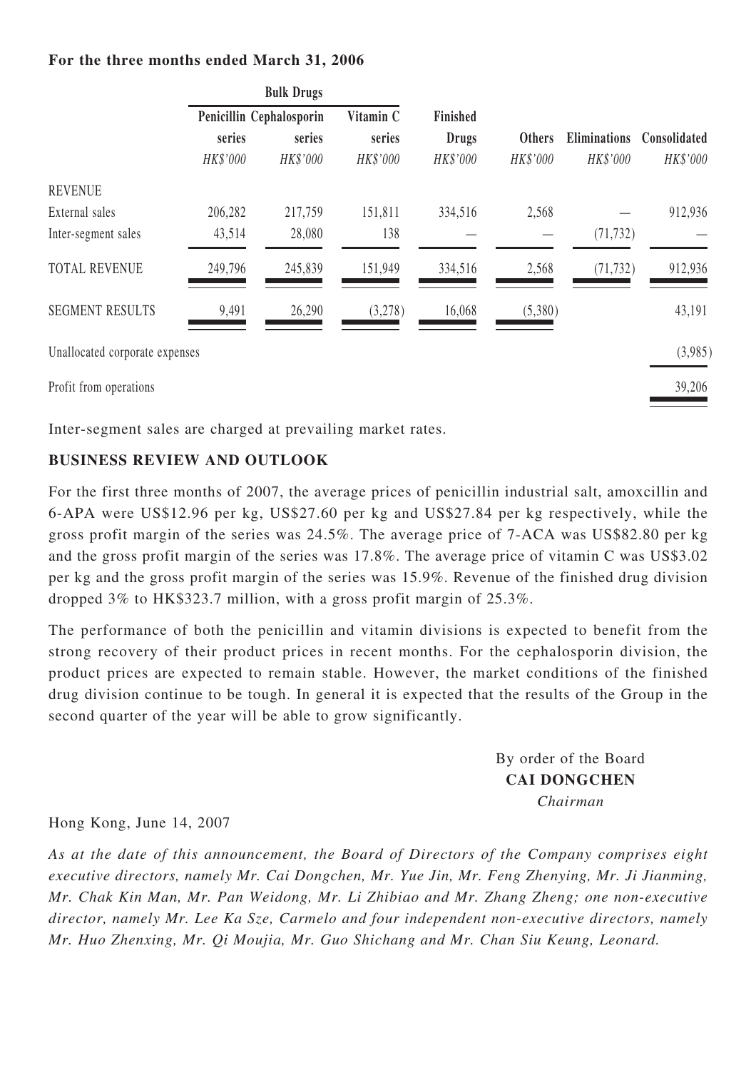**For the three months ended March 31, 2006**

| | Bulk Drugs | | | | | | |
|---|---|---|---|---|---|---|---|
| | Penicillin series | Cephalosporin series | Vitamin C series | Finished Drugs | Others | Eliminations | Consolidated |
| | *HK$'000* | *HK$'000* | *HK$'000* | *HK$'000* | *HK$'000* | *HK$'000* | *HK$'000* |
| REVENUE | | | | | | | |
| External sales | 206,282 | 217,759 | 151,811 | 334,516 | 2,568 | — | 912,936 |
| Inter-segment sales | 43,514 | 28,080 | 138 | — | — | (71,732) | — |
| TOTAL REVENUE | 249,796 | 245,839 | 151,949 | 334,516 | 2,568 | (71,732) | 912,936 |
| SEGMENT RESULTS | 9,491 | 26,290 | (3,278) | 16,068 | (5,380) | | 43,191 |
| Unallocated corporate expenses | | | | | | | (3,985) |
| Profit from operations | | | | | | | 39,206 |

Inter-segment sales are charged at prevailing market rates.

**BUSINESS REVIEW AND OUTLOOK**

For the first three months of 2007, the average prices of penicillin industrial salt, amoxcillin and 6-APA were US$12.96 per kg, US$27.60 per kg and US$27.84 per kg respectively, while the gross profit margin of the series was 24.5%. The average price of 7-ACA was US$82.80 per kg and the gross profit margin of the series was 17.8%. The average price of vitamin C was US$3.02 per kg and the gross profit margin of the series was 15.9%. Revenue of the finished drug division dropped 3% to HK$323.7 million, with a gross profit margin of 25.3%.

The performance of both the penicillin and vitamin divisions is expected to benefit from the strong recovery of their product prices in recent months. For the cephalosporin division, the product prices are expected to remain stable. However, the market conditions of the finished drug division continue to be tough. In general it is expected that the results of the Group in the second quarter of the year will be able to grow significantly.

By order of the Board
**CAI DONGCHEN**
*Chairman*

Hong Kong, June 14, 2007

*As at the date of this announcement, the Board of Directors of the Company comprises eight executive directors, namely Mr. Cai Dongchen, Mr. Yue Jin, Mr. Feng Zhenying, Mr. Ji Jianming, Mr. Chak Kin Man, Mr. Pan Weidong, Mr. Li Zhibiao and Mr. Zhang Zheng; one non-executive director, namely Mr. Lee Ka Sze, Carmelo and four independent non-executive directors, namely Mr. Huo Zhenxing, Mr. Qi Moujia, Mr. Guo Shichang and Mr. Chan Siu Keung, Leonard.*